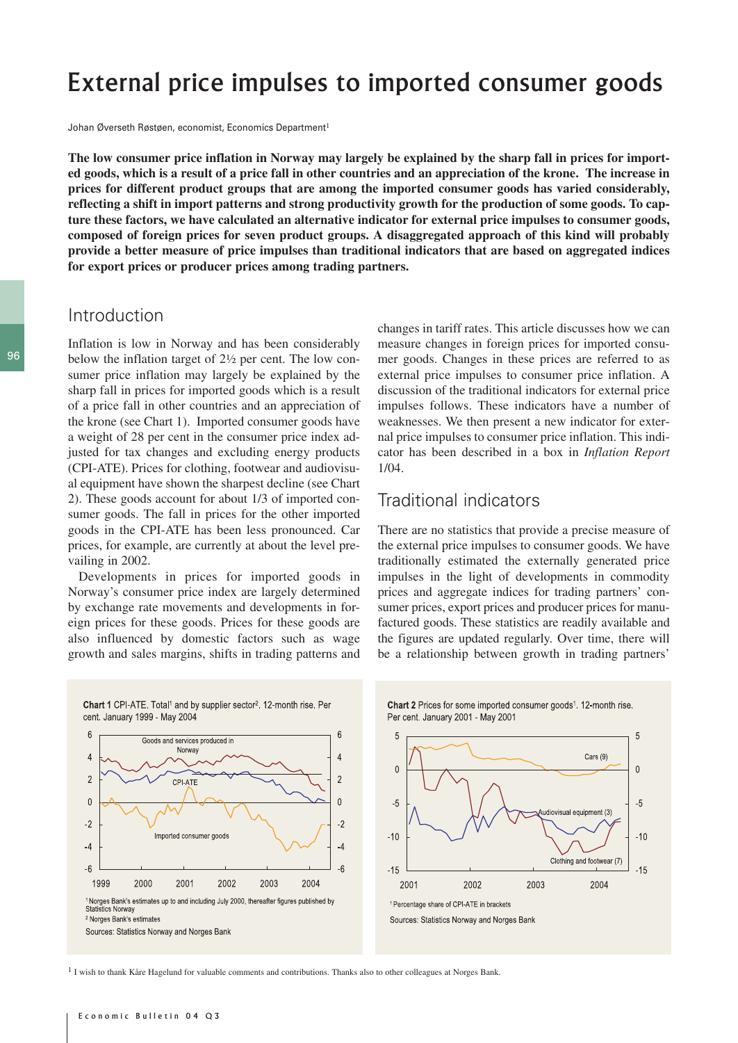# External price impulses to imported consumer goods

Johan Øverseth Røstøen, economist, Economics Department[1]

**The low consumer price inflation in Norway may largely be explained by the sharp fall in prices for imported goods, which is a result of a price fall in other countries and an appreciation of the krone. The increase in prices for different product groups that are among the imported consumer goods has varied considerably, reflecting a shift in import patterns and strong productivity growth for the production of some goods. To capture these factors, we have calculated an alternative indicator for external price impulses to consumer goods, composed of foreign prices for seven product groups. A disaggregated approach of this kind will probably provide a better measure of price impulses than traditional indicators that are based on aggregated indices for export prices or producer prices among trading partners.**

## Introduction

Inflation is low in Norway and has been considerably below the inflation target of 2½ per cent. The low consumer price inflation may largely be explained by the sharp fall in prices for imported goods which is a result of a price fall in other countries and an appreciation of the krone (see Chart 1). Imported consumer goods have a weight of 28 per cent in the consumer price index adjusted for tax changes and excluding energy products (CPI-ATE). Prices for clothing, footwear and audiovisual equipment have shown the sharpest decline (see Chart 2). These goods account for about 1/3 of imported consumer goods. The fall in prices for the other imported goods in the CPI-ATE has been less pronounced. Car prices, for example, are currently at about the level prevailing in 2002.

Developments in prices for imported goods in Norway's consumer price index are largely determined by exchange rate movements and developments in foreign prices for these goods. Prices for these goods are also influenced by domestic factors such as wage growth and sales margins, shifts in trading patterns and changes in tariff rates. This article discusses how we can measure changes in foreign prices for imported consumer goods. Changes in these prices are referred to as external price impulses to consumer price inflation. A discussion of the traditional indicators for external price impulses follows. These indicators have a number of weaknesses. We then present a new indicator for external price impulses to consumer price inflation. This indicator has been described in a box in *Inflation Report* 1/04.

## Traditional indicators

There are no statistics that provide a precise measure of the external price impulses to consumer goods. We have traditionally estimated the externally generated price impulses in the light of developments in commodity prices and aggregate indices for trading partners' consumer prices, export prices and producer prices for manufactured goods. These statistics are readily available and the figures are updated regularly. Over time, there will be a relationship between growth in trading partners'

**Chart 1** CPI-ATE. Total[1] and by supplier sector[2]. 12-month rise. Per cent. January 1999 - May 2004

[1] Norges Bank's estimates up to and including July 2000, thereafter figures published by Statistics Norway

[2] Norges Bank's estimates

Sources: Statistics Norway and Norges Bank

**Chart 2** Prices for some imported consumer goods[1]. 12-month rise. Per cent. January 2001 - May 2001

[1] Percentage share of CPI-ATE in brackets

Sources: Statistics Norway and Norges Bank

[1] I wish to thank Kåre Hagelund for valuable comments and contributions. Thanks also to other colleagues at Norges Bank.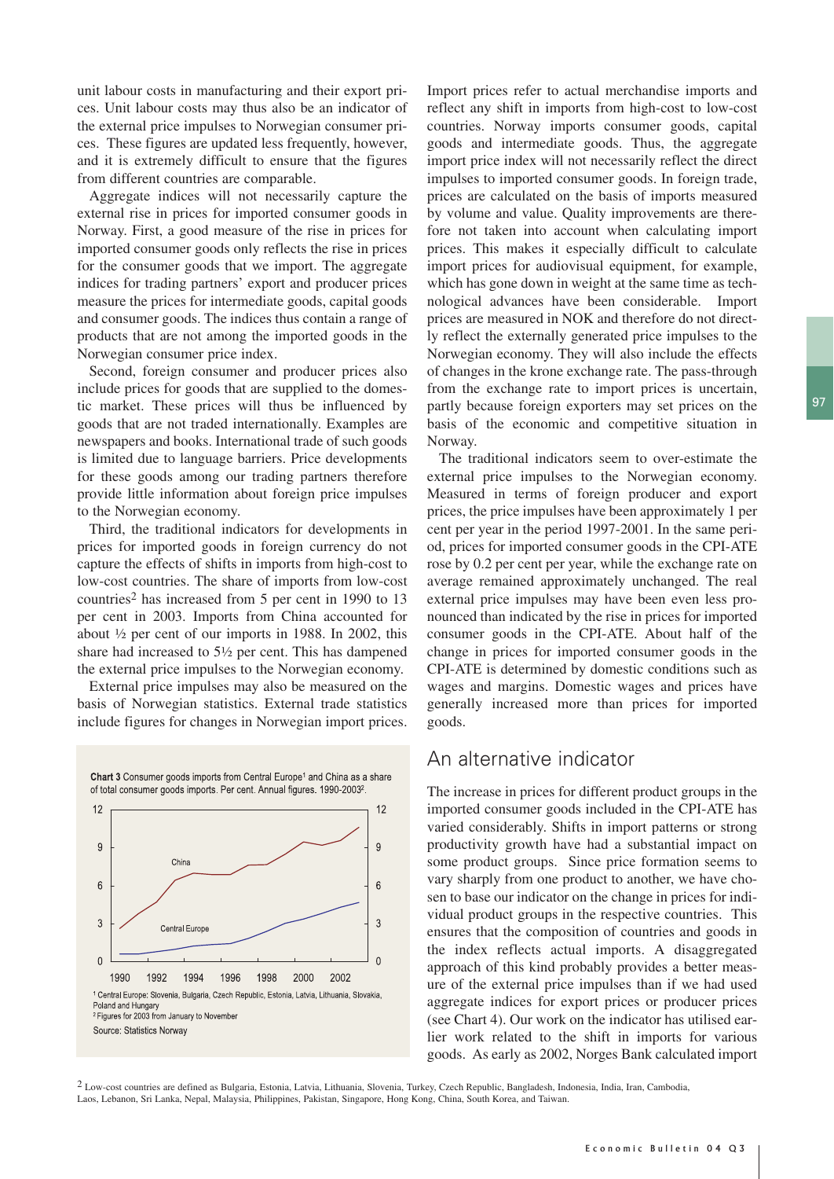unit labour costs in manufacturing and their export prices. Unit labour costs may thus also be an indicator of the external price impulses to Norwegian consumer prices. These figures are updated less frequently, however, and it is extremely difficult to ensure that the figures from different countries are comparable.

Aggregate indices will not necessarily capture the external rise in prices for imported consumer goods in Norway. First, a good measure of the rise in prices for imported consumer goods only reflects the rise in prices for the consumer goods that we import. The aggregate indices for trading partners' export and producer prices measure the prices for intermediate goods, capital goods and consumer goods. The indices thus contain a range of products that are not among the imported goods in the Norwegian consumer price index.

Second, foreign consumer and producer prices also include prices for goods that are supplied to the domestic market. These prices will thus be influenced by goods that are not traded internationally. Examples are newspapers and books. International trade of such goods is limited due to language barriers. Price developments for these goods among our trading partners therefore provide little information about foreign price impulses to the Norwegian economy.

Third, the traditional indicators for developments in prices for imported goods in foreign currency do not capture the effects of shifts in imports from high-cost to low-cost countries. The share of imports from low-cost countries[2] has increased from 5 per cent in 1990 to 13 per cent in 2003. Imports from China accounted for about ½ per cent of our imports in 1988. In 2002, this share had increased to 5½ per cent. This has dampened the external price impulses to the Norwegian economy.

External price impulses may also be measured on the basis of Norwegian statistics. External trade statistics include figures for changes in Norwegian import prices.

**Chart 3** Consumer goods imports from Central Europe[1] and China as a share of total consumer goods imports. Per cent. Annual figures. 1990-2003[2].

[1] Central Europe: Slovenia, Bulgaria, Czech Republic, Estonia, Latvia, Lithuania, Slovakia, Poland and Hungary
[2] Figures for 2003 from January to November
Source: Statistics Norway

Import prices refer to actual merchandise imports and reflect any shift in imports from high-cost to low-cost countries. Norway imports consumer goods, capital goods and intermediate goods. Thus, the aggregate import price index will not necessarily reflect the direct impulses to imported consumer goods. In foreign trade, prices are calculated on the basis of imports measured by volume and value. Quality improvements are therefore not taken into account when calculating import prices. This makes it especially difficult to calculate import prices for audiovisual equipment, for example, which has gone down in weight at the same time as technological advances have been considerable. Import prices are measured in NOK and therefore do not directly reflect the externally generated price impulses to the Norwegian economy. They will also include the effects of changes in the krone exchange rate. The pass-through from the exchange rate to import prices is uncertain, partly because foreign exporters may set prices on the basis of the economic and competitive situation in Norway.

The traditional indicators seem to over-estimate the external price impulses to the Norwegian economy. Measured in terms of foreign producer and export prices, the price impulses have been approximately 1 per cent per year in the period 1997-2001. In the same period, prices for imported consumer goods in the CPI-ATE rose by 0.2 per cent per year, while the exchange rate on average remained approximately unchanged. The real external price impulses may have been even less pronounced than indicated by the rise in prices for imported consumer goods in the CPI-ATE. About half of the change in prices for imported consumer goods in the CPI-ATE is determined by domestic conditions such as wages and margins. Domestic wages and prices have generally increased more than prices for imported goods.

## An alternative indicator

The increase in prices for different product groups in the imported consumer goods included in the CPI-ATE has varied considerably. Shifts in import patterns or strong productivity growth have had a substantial impact on some product groups. Since price formation seems to vary sharply from one product to another, we have chosen to base our indicator on the change in prices for individual product groups in the respective countries. This ensures that the composition of countries and goods in the index reflects actual imports. A disaggregated approach of this kind probably provides a better measure of the external price impulses than if we had used aggregate indices for export prices or producer prices (see Chart 4). Our work on the indicator has utilised earlier work related to the shift in imports for various goods. As early as 2002, Norges Bank calculated import

[2] Low-cost countries are defined as Bulgaria, Estonia, Latvia, Lithuania, Slovenia, Turkey, Czech Republic, Bangladesh, Indonesia, India, Iran, Cambodia, Laos, Lebanon, Sri Lanka, Nepal, Malaysia, Philippines, Pakistan, Singapore, Hong Kong, China, South Korea, and Taiwan.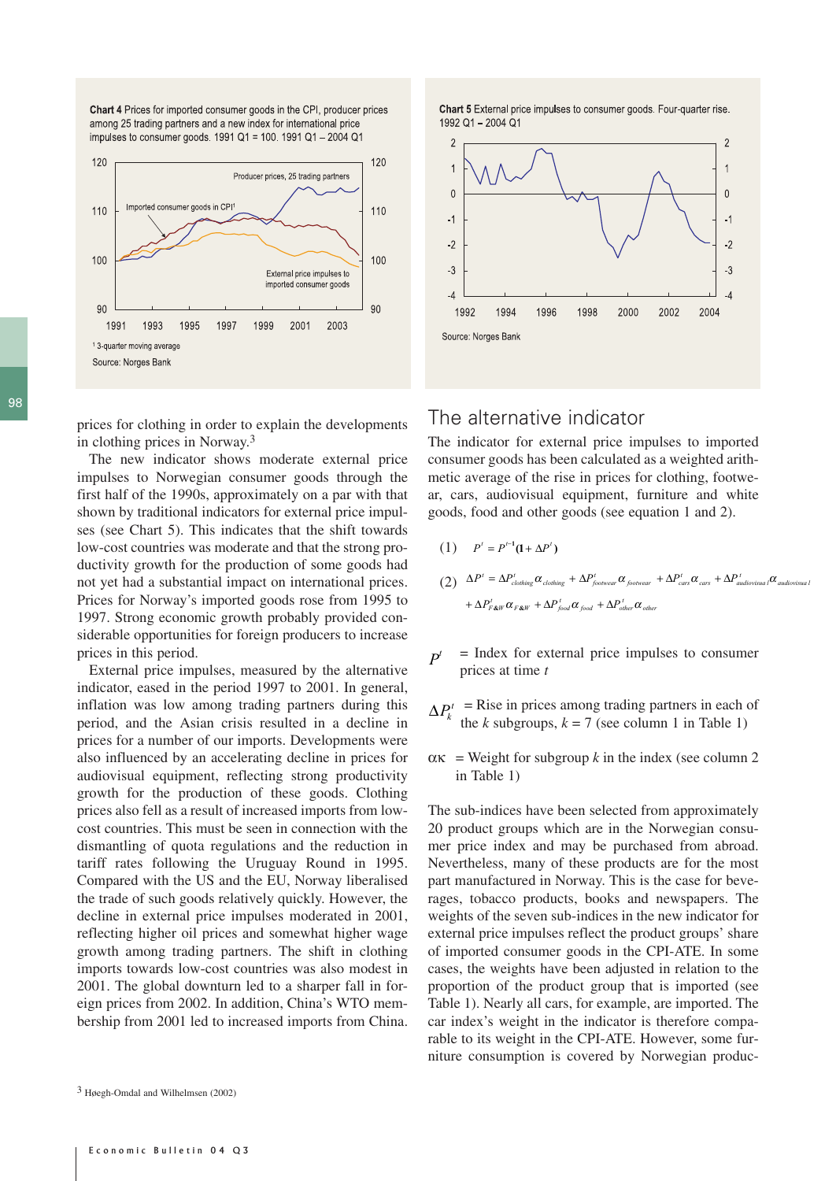**Chart 4** Prices for imported consumer goods in the CPI, producer prices among 25 trading partners and a new index for international price impulses to consumer goods. 1991 Q1 = 100. 1991 Q1 – 2004 Q1

[1] 3-quarter moving average

Source: Norges Bank

**Chart 5** External price impulses to consumer goods. Four-quarter rise. 1992 Q1 – 2004 Q1

Source: Norges Bank

prices for clothing in order to explain the developments in clothing prices in Norway.[3]

The new indicator shows moderate external price impulses to Norwegian consumer goods through the first half of the 1990s, approximately on a par with that shown by traditional indicators for external price impulses (see Chart 5). This indicates that the shift towards low-cost countries was moderate and that the strong productivity growth for the production of some goods had not yet had a substantial impact on international prices. Prices for Norway's imported goods rose from 1995 to 1997. Strong economic growth probably provided considerable opportunities for foreign producers to increase prices in this period.

External price impulses, measured by the alternative indicator, eased in the period 1997 to 2001. In general, inflation was low among trading partners during this period, and the Asian crisis resulted in a decline in prices for a number of our imports. Developments were also influenced by an accelerating decline in prices for audiovisual equipment, reflecting strong productivity growth for the production of these goods. Clothing prices also fell as a result of increased imports from low-cost countries. This must be seen in connection with the dismantling of quota regulations and the reduction in tariff rates following the Uruguay Round in 1995. Compared with the US and the EU, Norway liberalised the trade of such goods relatively quickly. However, the decline in external price impulses moderated in 2001, reflecting higher oil prices and somewhat higher wage growth among trading partners. The shift in clothing imports towards low-cost countries was also modest in 2001. The global downturn led to a sharper fall in foreign prices from 2002. In addition, China's WTO membership from 2001 led to increased imports from China.

## The alternative indicator

The indicator for external price impulses to imported consumer goods has been calculated as a weighted arithmetic average of the rise in prices for clothing, footwear, cars, audiovisual equipment, furniture and white goods, food and other goods (see equation 1 and 2).

$$(1) \quad P^t = P^{t-1}(1 + \Delta P^t)$$

$$(2) \quad \Delta P^t = \Delta P^t_{clothing}\alpha_{clothing} + \Delta P^t_{footwear}\alpha_{footwear} + \Delta P^t_{cars}\alpha_{cars} + \Delta P^t_{audiovisual}\alpha_{audiovisual} + \Delta P^t_{F\&W}\alpha_{F\&W} + \Delta P^t_{food}\alpha_{food} + \Delta P^t_{other}\alpha_{other}$$

$P^t$ = Index for external price impulses to consumer prices at time $t$

$\Delta P^t_k$ = Rise in prices among trading partners in each of the $k$ subgroups, $k = 7$ (see column 1 in Table 1)

$\alpha_k$ = Weight for subgroup $k$ in the index (see column 2 in Table 1)

The sub-indices have been selected from approximately 20 product groups which are in the Norwegian consumer price index and may be purchased from abroad. Nevertheless, many of these products are for the most part manufactured in Norway. This is the case for beverages, tobacco products, books and newspapers. The weights of the seven sub-indices in the new indicator for external price impulses reflect the product groups' share of imported consumer goods in the CPI-ATE. In some cases, the weights have been adjusted in relation to the proportion of the product group that is imported (see Table 1). Nearly all cars, for example, are imported. The car index's weight in the indicator is therefore comparable to its weight in the CPI-ATE. However, some furniture consumption is covered by Norwegian produc-

[3] Høegh-Omdal and Wilhelmsen (2002)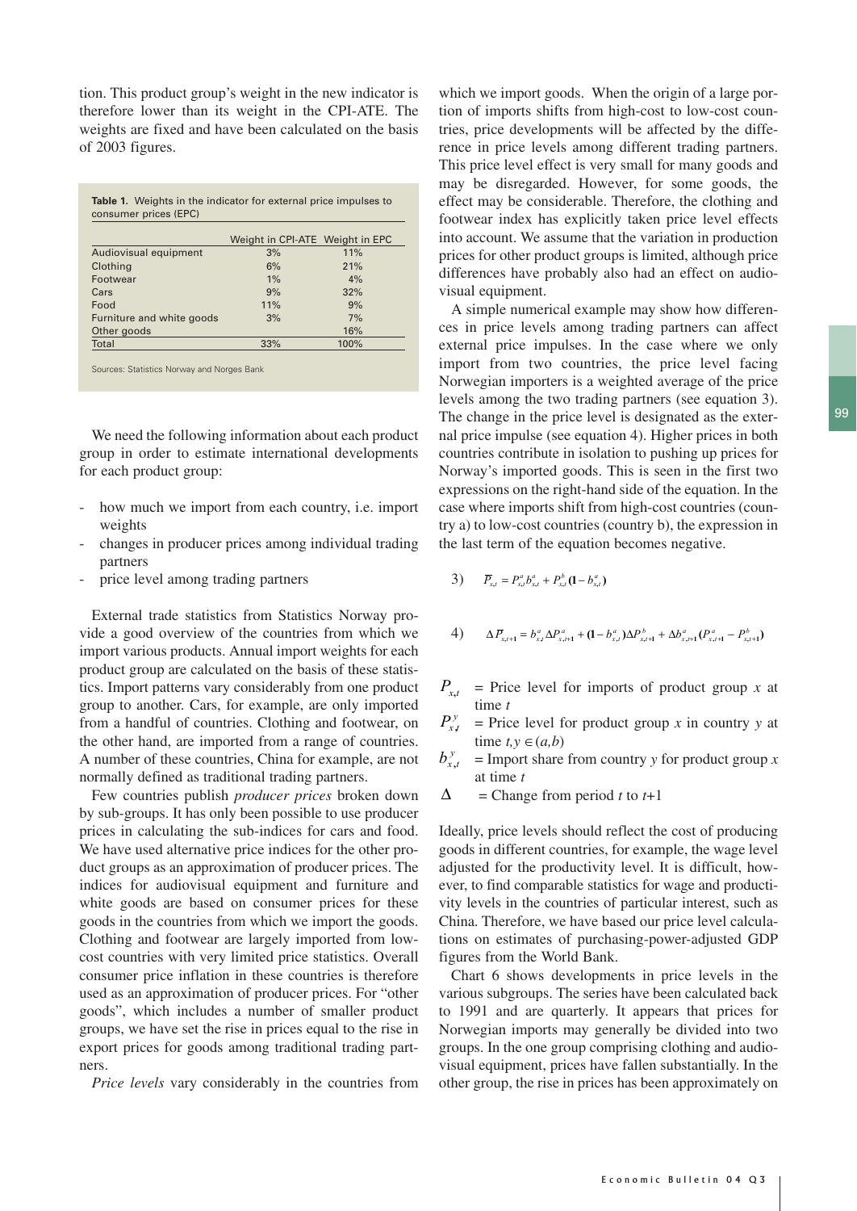tion. This product group's weight in the new indicator is therefore lower than its weight in the CPI-ATE. The weights are fixed and have been calculated on the basis of 2003 figures.

**Table 1.** Weights in the indicator for external price impulses to consumer prices (EPC)

| | Weight in CPI-ATE | Weight in EPC |
|---|---|---|
| Audiovisual equipment | 3% | 11% |
| Clothing | 6% | 21% |
| Footwear | 1% | 4% |
| Cars | 9% | 32% |
| Food | 11% | 9% |
| Furniture and white goods | 3% | 7% |
| Other goods | | 16% |
| Total | 33% | 100% |

Sources: Statistics Norway and Norges Bank

We need the following information about each product group in order to estimate international developments for each product group:

- how much we import from each country, i.e. import weights
- changes in producer prices among individual trading partners
- price level among trading partners

External trade statistics from Statistics Norway provide a good overview of the countries from which we import various products. Annual import weights for each product group are calculated on the basis of these statistics. Import patterns vary considerably from one product group to another. Cars, for example, are only imported from a handful of countries. Clothing and footwear, on the other hand, are imported from a range of countries. A number of these countries, China for example, are not normally defined as traditional trading partners.

Few countries publish *producer prices* broken down by sub-groups. It has only been possible to use producer prices in calculating the sub-indices for cars and food. We have used alternative price indices for the other product groups as an approximation of producer prices. The indices for audiovisual equipment and furniture and white goods are based on consumer prices for these goods in the countries from which we import the goods. Clothing and footwear are largely imported from low-cost countries with very limited price statistics. Overall consumer price inflation in these countries is therefore used as an approximation of producer prices. For "other goods", which includes a number of smaller product groups, we have set the rise in prices equal to the rise in export prices for goods among traditional trading partners.

*Price levels* vary considerably in the countries from which we import goods. When the origin of a large portion of imports shifts from high-cost to low-cost countries, price developments will be affected by the difference in price levels among different trading partners. This price level effect is very small for many goods and may be disregarded. However, for some goods, the effect may be considerable. Therefore, the clothing and footwear index has explicitly taken price level effects into account. We assume that the variation in production prices for other product groups is limited, although price differences have probably also had an effect on audiovisual equipment.

A simple numerical example may show how differences in price levels among trading partners can affect external price impulses. In the case where we only import from two countries, the price level facing Norwegian importers is a weighted average of the price levels among the two trading partners (see equation 3). The change in the price level is designated as the external price impulse (see equation 4). Higher prices in both countries contribute in isolation to pushing up prices for Norway's imported goods. This is seen in the first two expressions on the right-hand side of the equation. In the case where imports shift from high-cost countries (country a) to low-cost countries (country b), the expression in the last term of the equation becomes negative.

$$3) \quad \overline{P}_{x,t} = P^a_{x,t} b^a_{x,t} + P^b_{x,t}(1 - b^a_{x,t})$$

$$4) \quad \Delta \overline{P}_{x,t+1} = b^a_{x,t} \Delta P^a_{x,t+1} + (1 - b^a_{x,t}) \Delta P^b_{x,t+1} + \Delta b^a_{x,t+1}(P^a_{x,t+1} - P^b_{x,t+1})$$

$P_{x,t}$ = Price level for imports of product group *x* at time *t*

$P^y_{x,t}$ = Price level for product group *x* in country *y* at time $t, y \in (a,b)$

$b^y_{x,t}$ = Import share from country *y* for product group *x* at time *t*

$\Delta$ = Change from period *t* to *t*+1

Ideally, price levels should reflect the cost of producing goods in different countries, for example, the wage level adjusted for the productivity level. It is difficult, however, to find comparable statistics for wage and productivity levels in the countries of particular interest, such as China. Therefore, we have based our price level calculations on estimates of purchasing-power-adjusted GDP figures from the World Bank.

Chart 6 shows developments in price levels in the various subgroups. The series have been calculated back to 1991 and are quarterly. It appears that prices for Norwegian imports may generally be divided into two groups. In the one group comprising clothing and audiovisual equipment, prices have fallen substantially. In the other group, the rise in prices has been approximately on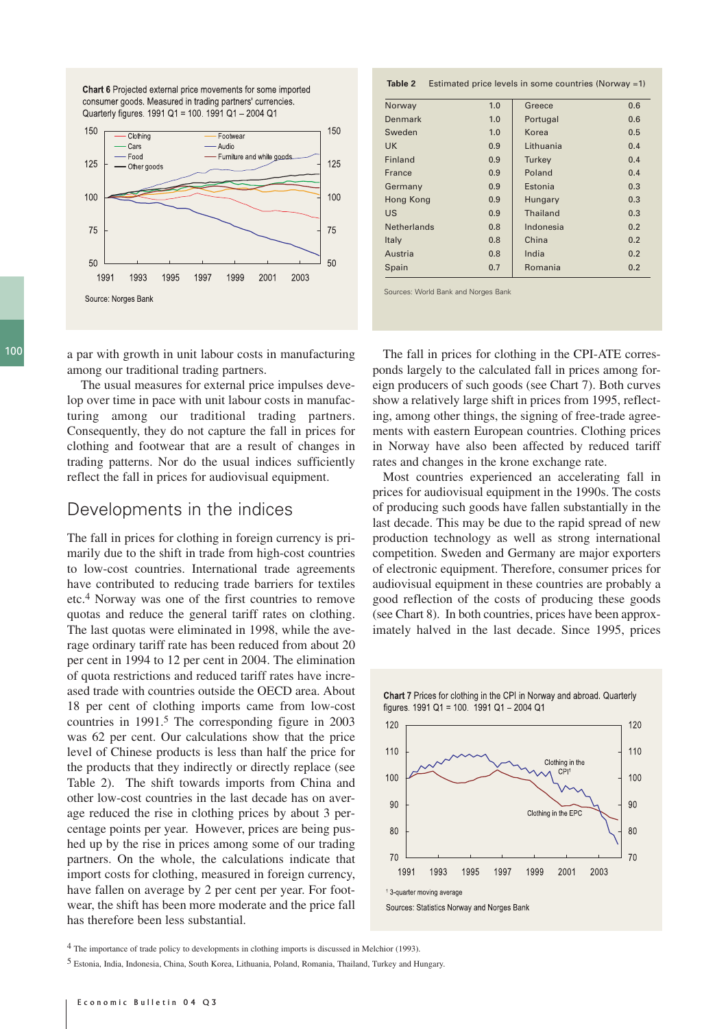**Chart 6** Projected external price movements for some imported consumer goods. Measured in trading partners' currencies. Quarterly figures. 1991 Q1 = 100. 1991 Q1 – 2004 Q1

Source: Norges Bank

**Table 2** Estimated price levels in some countries (Norway =1)

| | | | |
|---|---|---|---|
| Norway | 1.0 | Greece | 0.6 |
| Denmark | 1.0 | Portugal | 0.6 |
| Sweden | 1.0 | Korea | 0.5 |
| UK | 0.9 | Lithuania | 0.4 |
| Finland | 0.9 | Turkey | 0.4 |
| France | 0.9 | Poland | 0.4 |
| Germany | 0.9 | Estonia | 0.3 |
| Hong Kong | 0.9 | Hungary | 0.3 |
| US | 0.9 | Thailand | 0.3 |
| Netherlands | 0.8 | Indonesia | 0.2 |
| Italy | 0.8 | China | 0.2 |
| Austria | 0.8 | India | 0.2 |
| Spain | 0.7 | Romania | 0.2 |

Sources: World Bank and Norges Bank

a par with growth in unit labour costs in manufacturing among our traditional trading partners.

The usual measures for external price impulses develop over time in pace with unit labour costs in manufacturing among our traditional trading partners. Consequently, they do not capture the fall in prices for clothing and footwear that are a result of changes in trading patterns. Nor do the usual indices sufficiently reflect the fall in prices for audiovisual equipment.

## Developments in the indices

The fall in prices for clothing in foreign currency is primarily due to the shift in trade from high-cost countries to low-cost countries. International trade agreements have contributed to reducing trade barriers for textiles etc.[4] Norway was one of the first countries to remove quotas and reduce the general tariff rates on clothing. The last quotas were eliminated in 1998, while the average ordinary tariff rate has been reduced from about 20 per cent in 1994 to 12 per cent in 2004. The elimination of quota restrictions and reduced tariff rates have increased trade with countries outside the OECD area. About 18 per cent of clothing imports came from low-cost countries in 1991.[5] The corresponding figure in 2003 was 62 per cent. Our calculations show that the price level of Chinese products is less than half the price for the products that they indirectly or directly replace (see Table 2). The shift towards imports from China and other low-cost countries in the last decade has on average reduced the rise in clothing prices by about 3 percentage points per year. However, prices are being pushed up by the rise in prices among some of our trading partners. On the whole, the calculations indicate that import costs for clothing, measured in foreign currency, have fallen on average by 2 per cent per year. For footwear, the shift has been more moderate and the price fall has therefore been less substantial.

The fall in prices for clothing in the CPI-ATE corresponds largely to the calculated fall in prices among foreign producers of such goods (see Chart 7). Both curves show a relatively large shift in prices from 1995, reflecting, among other things, the signing of free-trade agreements with eastern European countries. Clothing prices in Norway have also been affected by reduced tariff rates and changes in the krone exchange rate.

Most countries experienced an accelerating fall in prices for audiovisual equipment in the 1990s. The costs of producing such goods have fallen substantially in the last decade. This may be due to the rapid spread of new production technology as well as strong international competition. Sweden and Germany are major exporters of electronic equipment. Therefore, consumer prices for audiovisual equipment in these countries are probably a good reflection of the costs of producing these goods (see Chart 8). In both countries, prices have been approximately halved in the last decade. Since 1995, prices

**Chart 7** Prices for clothing in the CPI in Norway and abroad. Quarterly figures. 1991 Q1 = 100. 1991 Q1 – 2004 Q1

[1] 3-quarter moving average

Sources: Statistics Norway and Norges Bank

[4] The importance of trade policy to developments in clothing imports is discussed in Melchior (1993).

[5] Estonia, India, Indonesia, China, South Korea, Lithuania, Poland, Romania, Thailand, Turkey and Hungary.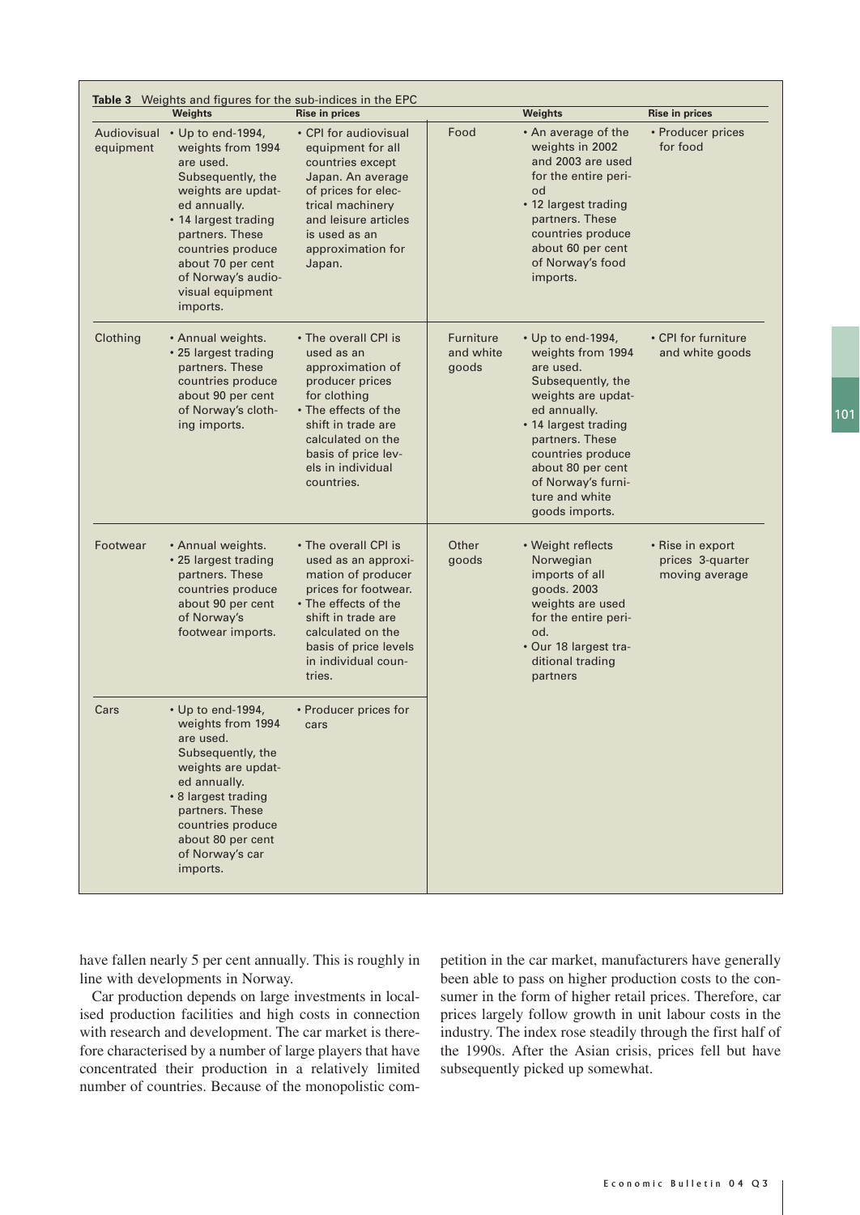**Table 3** Weights and figures for the sub-indices in the EPC

| | Weights | Rise in prices | | Weights | Rise in prices |
|---|---|---|---|---|---|
| Audiovisual equipment | • Up to end-1994, weights from 1994 are used. Subsequently, the weights are updated annually. • 14 largest trading partners. These countries produce about 70 per cent of Norway's audio-visual equipment imports. | • CPI for audiovisual equipment for all countries except Japan. An average of prices for electrical machinery and leisure articles is used as an approximation for Japan. | Food | • An average of the weights in 2002 and 2003 are used for the entire period • 12 largest trading partners. These countries produce about 60 per cent of Norway's food imports. | • Producer prices for food |
| Clothing | • Annual weights. • 25 largest trading partners. These countries produce about 90 per cent of Norway's clothing imports. | • The overall CPI is used as an approximation of producer prices for clothing • The effects of the shift in trade are calculated on the basis of price levels in individual countries. | Furniture and white goods | • Up to end-1994, weights from 1994 are used. Subsequently, the weights are updated annually. • 14 largest trading partners. These countries produce about 80 per cent of Norway's furniture and white goods imports. | • CPI for furniture and white goods |
| Footwear | • Annual weights. • 25 largest trading partners. These countries produce about 90 per cent of Norway's footwear imports. | • The overall CPI is used as an approximation of producer prices for footwear. • The effects of the shift in trade are calculated on the basis of price levels in individual countries. | Other goods | • Weight reflects Norwegian imports of all goods. 2003 weights are used for the entire period. • Our 18 largest traditional trading partners | • Rise in export prices 3-quarter moving average |
| Cars | • Up to end-1994, weights from 1994 are used. Subsequently, the weights are updated annually. • 8 largest trading partners. These countries produce about 80 per cent of Norway's car imports. | • Producer prices for cars | | | |

have fallen nearly 5 per cent annually. This is roughly in line with developments in Norway.

Car production depends on large investments in localised production facilities and high costs in connection with research and development. The car market is therefore characterised by a number of large players that have concentrated their production in a relatively limited number of countries. Because of the monopolistic competition in the car market, manufacturers have generally been able to pass on higher production costs to the consumer in the form of higher retail prices. Therefore, car prices largely follow growth in unit labour costs in the industry. The index rose steadily through the first half of the 1990s. After the Asian crisis, prices fell but have subsequently picked up somewhat.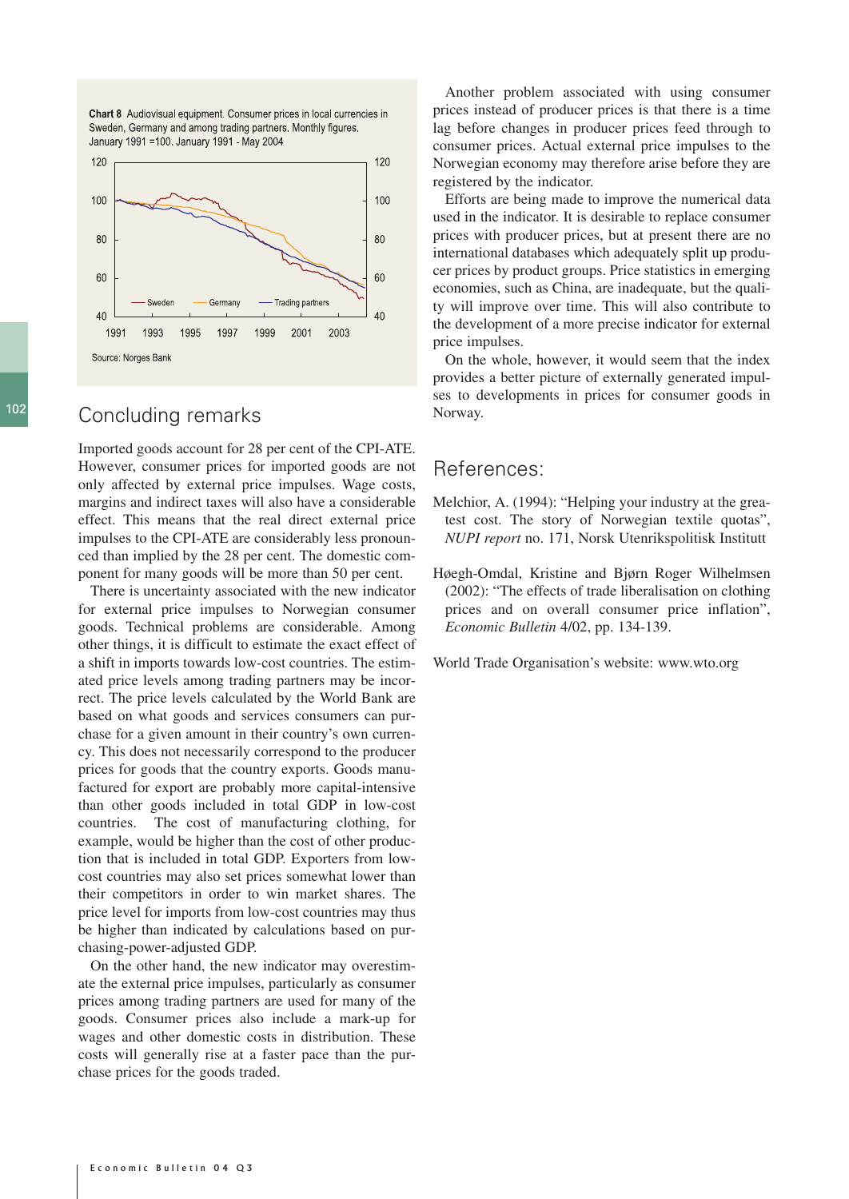**Chart 8** Audiovisual equipment. Consumer prices in local currencies in Sweden, Germany and among trading partners. Monthly figures. January 1991 =100. January 1991 - May 2004

120
100
80
60
40

1991 1993 1995 1997 1999 2001 2003

Sweden Germany Trading partners

Source: Norges Bank

## Concluding remarks

Imported goods account for 28 per cent of the CPI-ATE. However, consumer prices for imported goods are not only affected by external price impulses. Wage costs, margins and indirect taxes will also have a considerable effect. This means that the real direct external price impulses to the CPI-ATE are considerably less pronounced than implied by the 28 per cent. The domestic component for many goods will be more than 50 per cent.

There is uncertainty associated with the new indicator for external price impulses to Norwegian consumer goods. Technical problems are considerable. Among other things, it is difficult to estimate the exact effect of a shift in imports towards low-cost countries. The estimated price levels among trading partners may be incorrect. The price levels calculated by the World Bank are based on what goods and services consumers can purchase for a given amount in their country's own currency. This does not necessarily correspond to the producer prices for goods that the country exports. Goods manufactured for export are probably more capital-intensive than other goods included in total GDP in low-cost countries. The cost of manufacturing clothing, for example, would be higher than the cost of other production that is included in total GDP. Exporters from low-cost countries may also set prices somewhat lower than their competitors in order to win market shares. The price level for imports from low-cost countries may thus be higher than indicated by calculations based on purchasing-power-adjusted GDP.

On the other hand, the new indicator may overestimate the external price impulses, particularly as consumer prices among trading partners are used for many of the goods. Consumer prices also include a mark-up for wages and other domestic costs in distribution. These costs will generally rise at a faster pace than the purchase prices for the goods traded.

Another problem associated with using consumer prices instead of producer prices is that there is a time lag before changes in producer prices feed through to consumer prices. Actual external price impulses to the Norwegian economy may therefore arise before they are registered by the indicator.

Efforts are being made to improve the numerical data used in the indicator. It is desirable to replace consumer prices with producer prices, but at present there are no international databases which adequately split up producer prices by product groups. Price statistics in emerging economies, such as China, are inadequate, but the quality will improve over time. This will also contribute to the development of a more precise indicator for external price impulses.

On the whole, however, it would seem that the index provides a better picture of externally generated impulses to developments in prices for consumer goods in Norway.

## References:

Melchior, A. (1994): "Helping your industry at the greatest cost. The story of Norwegian textile quotas", *NUPI report* no. 171, Norsk Utenrikspolitisk Institutt

Høegh-Omdal, Kristine and Bjørn Roger Wilhelmsen (2002): "The effects of trade liberalisation on clothing prices and on overall consumer price inflation", *Economic Bulletin* 4/02, pp. 134-139.

World Trade Organisation's website: www.wto.org